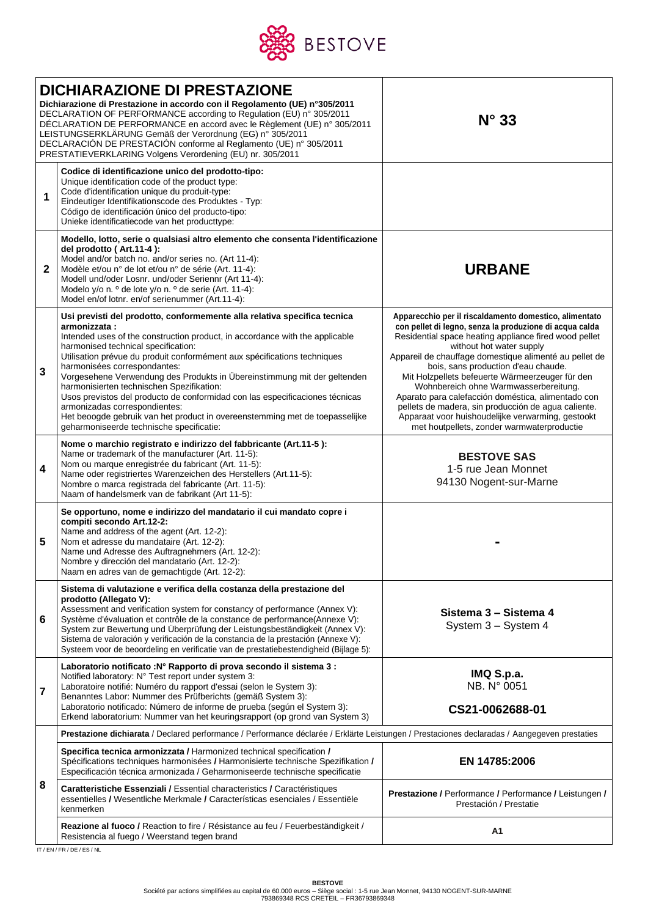BESTOVE

| **DICHIARAZIONE DI PRESTAZIONE**<br>**Dichiarazione di Prestazione in accordo con il Regolamento (UE) n°305/2011**<br>DECLARATION OF PERFORMANCE according to Regulation (EU) n° 305/2011<br>DÉCLARATION DE PERFORMANCE en accord avec le Règlement (UE) n° 305/2011<br>LEISTUNGSERKLÄRUNG Gemäß der Verordnung (EG) n° 305/2011<br>DECLARACIÓN DE PRESTACIÓN conforme al Reglamento (UE) n° 305/2011<br>PRESTATIEVERKLARING Volgens Verordening (EU) nr. 305/2011 | | **N° 33** |
|---|---|---|
| **1** | **Codice di identificazione unico del prodotto-tipo:**<br>Unique identification code of the product type:<br>Code d'identification unique du produit-type:<br>Eindeutiger Identifikationscode des Produktes - Typ:<br>Código de identificación único del producto-tipo:<br>Unieke identificatiecode van het producttype: | |
| **2** | **Modello, lotto, serie o qualsiasi altro elemento che consenta l'identificazione del prodotto ( Art.11-4 ):**<br>Model and/or batch no. and/or series no. (Art 11-4):<br>Modèle et/ou n° de lot et/ou n° de série (Art. 11-4):<br>Modell und/oder Losnr. und/oder Seriennr (Art 11-4):<br>Modelo y/o n. º de lote y/o n. º de serie (Art. 11-4):<br>Model en/of lotnr. en/of serienummer (Art.11-4): | **URBANE** |
| **3** | **Usi previsti del prodotto, conformemente alla relativa specifica tecnica armonizzata :**<br>Intended uses of the construction product, in accordance with the applicable harmonised technical specification:<br>Utilisation prévue du produit conformément aux spécifications techniques harmonisées correspondantes:<br>Vorgesehene Verwendung des Produkts in Übereinstimmung mit der geltenden harmonisierten technischen Spezifikation:<br>Usos previstos del producto de conformidad con las especificaciones técnicas armonizadas correspondientes:<br>Het beoogde gebruik van het product in overeenstemming met de toepasselijke geharmoniseerde technische specificatie: | **Apparecchio per il riscaldamento domestico, alimentato con pellet di legno, senza la produzione di acqua calda**<br>Residential space heating appliance fired wood pellet without hot water supply<br>Appareil de chauffage domestique alimenté au pellet de bois, sans production d'eau chaude.<br>Mit Holzpellets befeuerte Wärmeerzeuger für den Wohnbereich ohne Warmwasserbereitung.<br>Aparato para calefacción doméstica, alimentado con pellets de madera, sin producción de agua caliente.<br>Apparaat voor huishoudelijke verwarming, gestookt met houtpellets, zonder warmwaterproductie |
| **4** | **Nome o marchio registrato e indirizzo del fabbricante (Art.11-5 ):**<br>Name or trademark of the manufacturer (Art. 11-5):<br>Nom ou marque enregistrée du fabricant (Art. 11-5):<br>Name oder registriertes Warenzeichen des Herstellers (Art.11-5):<br>Nombre o marca registrada del fabricante (Art. 11-5):<br>Naam of handelsmerk van de fabrikant (Art 11-5): | **BESTOVE SAS**<br>1-5 rue Jean Monnet<br>94130 Nogent-sur-Marne |
| **5** | **Se opportuno, nome e indirizzo del mandatario il cui mandato copre i compiti secondo Art.12-2:**<br>Name and address of the agent (Art. 12-2):<br>Nom et adresse du mandataire (Art. 12-2):<br>Name und Adresse des Auftragnehmers (Art. 12-2):<br>Nombre y dirección del mandatario (Art. 12-2):<br>Naam en adres van de gemachtigde (Art. 12-2): | **-** |
| **6** | **Sistema di valutazione e verifica della costanza della prestazione del prodotto (Allegato V):**<br>Assessment and verification system for constancy of performance (Annex V):<br>Système d'évaluation et contrôle de la constance de performance(Annexe V):<br>System zur Bewertung und Überprüfung der Leistungsbeständigkeit (Annex V):<br>Sistema de valoración y verificación de la constancia de la prestación (Annexe V):<br>Systeem voor de beoordeling en verificatie van de prestatiebestendigheid (Bijlage 5): | **Sistema 3 – Sistema 4**<br>System 3 – System 4 |
| **7** | **Laboratorio notificato :N° Rapporto di prova secondo il sistema 3 :**<br>Notified laboratory: N° Test report under system 3:<br>Laboratoire notifié: Numéro du rapport d'essai (selon le System 3):<br>Benanntes Labor: Nummer des Prüfberichts (gemäß System 3):<br>Laboratorio notificado: Número de informe de prueba (según el System 3):<br>Erkend laboratorium: Nummer van het keuringsrapport (op grond van System 3) | **IMQ S.p.a.**<br>NB. N° 0051<br><br>**CS21-0062688-01** |
| **8** | **Prestazione dichiarata** / Declared performance / Performance déclarée / Erklärte Leistungen / Prestaciones declaradas / Aangegeven prestaties | |
| | **Specifica tecnica armonizzata /** Harmonized technical specification **/** Spécifications techniques harmonisées **/** Harmonisierte technische Spezifikation **/** Especificación técnica armonizada / Geharmoniseerde technische specificatie | **EN 14785:2006** |
| | **Caratteristiche Essenziali /** Essential characteristics **/** Caractéristiques essentielles **/** Wesentliche Merkmale **/** Características esenciales / Essentiële kenmerken | **Prestazione /** Performance **/** Performance **/** Leistungen **/** Prestación / Prestatie |
| | **Reazione al fuoco /** Reaction to fire / Résistance au feu / Feuerbeständigkeit / Resistencia al fuego / Weerstand tegen brand | **A1** |

IT / EN / FR / DE / ES / NL

**BESTOVE**
Société par actions simplifiées au capital de 60.000 euros – Siège social : 1-5 rue Jean Monnet, 94130 NOGENT-SUR-MARNE
793869348 RCS CRETEIL – FR36793869348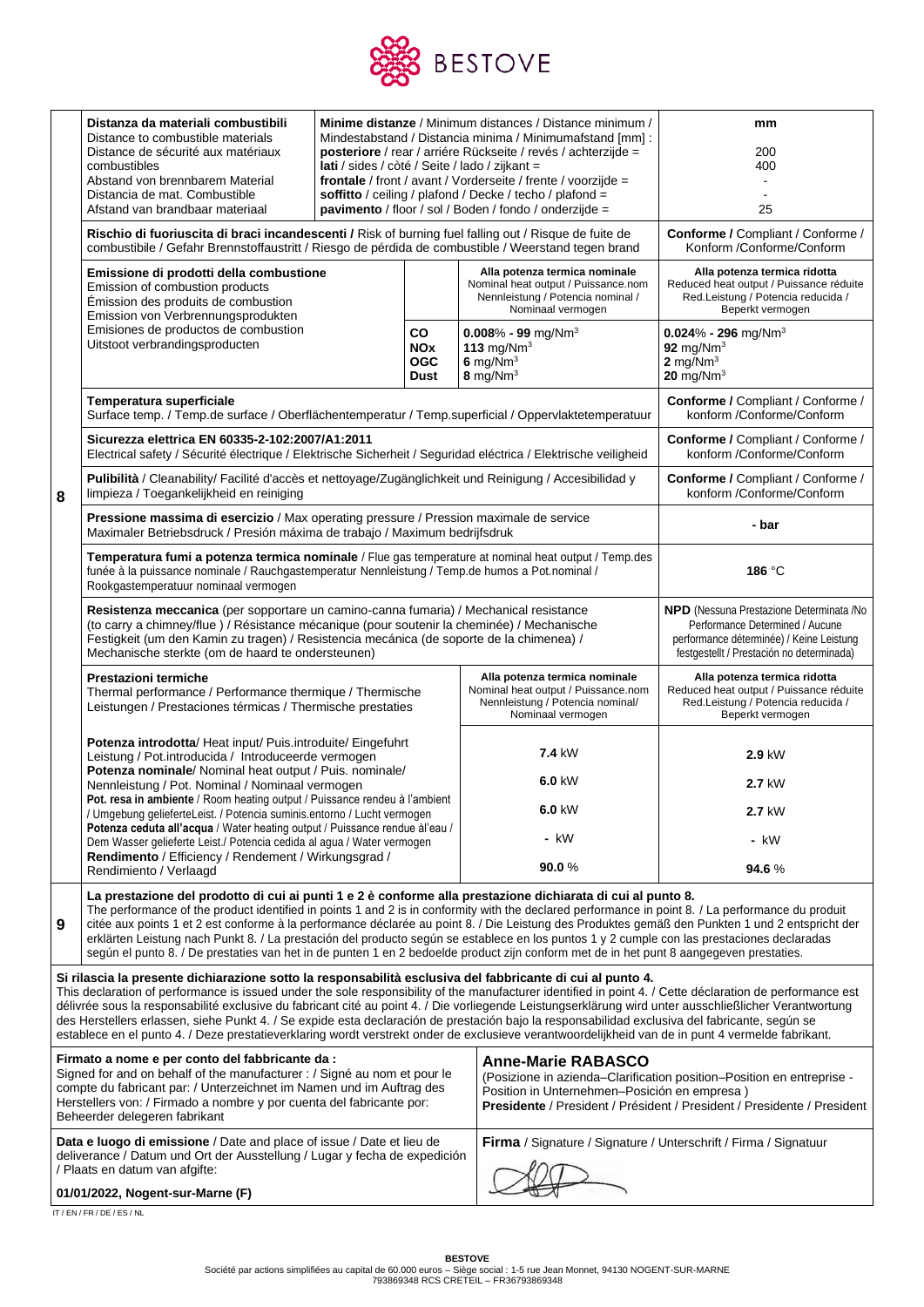BESTOVE

| | | | |
|---|---|---|---|
| 8 | **Distanza da materiali combustibili** Distance to combustible materials Distance de sécurité aux matériaux combustibles Abstand von brennbarem Material Distancia de mat. Combustible Afstand van brandbaar materiaal | **Minime distanze** / Minimum distances / Distance minimum / Mindestabstand / Distancia minima / Minimumafstand [mm] : **posteriore** / rear / arriére Rückseite / revés / achterzijde = **lati** / sides / còté / Seite / lado / zijkant = **frontale** / front / avant / Vorderseite / frente / voorzijde = **soffitto** / ceiling / plafond / Decke / techo / plafond = **pavimento** / floor / sol / Boden / fondo / onderzijde = | **mm** 200 400 - - 25 |
| | **Rischio di fuoriuscita di braci incandescenti /** Risk of burning fuel falling out / Risque de fuite de combustibile / Gefahr Brennstoffaustritt / Riesgo de pérdida de combustible / Weerstand tegen brand | | **Conforme /** Compliant / Conforme / Konform /Conforme/Conform |

| Emissione di prodotti della combustione / Emission of combustion products / Émission des produits de combustion / Emission von Verbrennungsprodukten / Emisiones de productos de combustion / Uitstoot verbrandingsproducten | | **Alla potenza termica nominale** / Nominal heat output / Puissance.nom / Nennleistung / Potencia nominal / Nominaal vermogen | **Alla potenza termica ridotta** / Reduced heat output / Puissance réduite / Red.Leistung / Potencia reducida / Beperkt vermogen |
|---|---|---|---|
| | **CO** | **0.008**% - **99** mg/Nm$^3$ | **0.024**% - **296** mg/Nm$^3$ |
| | **NOx** | **113** mg/Nm$^3$ | **92** mg/Nm$^3$ |
| | **OGC** | **6** mg/Nm$^3$ | **2** mg/Nm$^3$ |
| | **Dust** | **8** mg/Nm$^3$ | **20** mg/Nm$^3$ |

| | |
|---|---|
| **Temperatura superficiale** Surface temp. / Temp.de surface / Oberflächentemperatur / Temp.superficial / Oppervlaktetemperatuur | **Conforme /** Compliant / Conforme / konform /Conforme/Conform |
| **Sicurezza elettrica EN 60335-2-102:2007/A1:2011** Electrical safety / Sécurité électrique / Elektrische Sicherheit / Seguridad eléctrica / Elektrische veiligheid | **Conforme /** Compliant / Conforme / konform /Conforme/Conform |
| **Pulibilità** / Cleanability/ Facilité d'accès et nettoyage/Zugänglichkeit und Reinigung / Accesibilidad y limpieza / Toegankelijkheid en reiniging | **Conforme /** Compliant / Conforme / konform /Conforme/Conform |
| **Pressione massima di esercizio** / Max operating pressure / Pression maximale de service Maximaler Betriebsdruck / Presión máxima de trabajo / Maximum bedrijfsdruk | **- bar** |
| **Temperatura fumi a potenza termica nominale** / Flue gas temperature at nominal heat output / Temp.des funée à la puissance nominale / Rauchgastemperatur Nennleistung / Temp.de humos a Pot.nominal / Rookgastemperatuur nominaal vermogen | **186** °C |
| **Resistenza meccanica** (per sopportare un camino-canna fumaria) / Mechanical resistance (to carry a chimney/flue ) / Résistance mécanique (pour soutenir la cheminée) / Mechanische Festigkeit (um den Kamin zu tragen) / Resistencia mecánica (de soporte de la chimenea) / Mechanische sterkte (om de haard te ondersteunen) | **NPD** (Nessuna Prestazione Determinata /No Performance Determined / Aucune performance déterminée) / Keine Leistung festgestellt / Prestación no determinada) |

| **Prestazioni termiche** Thermal performance / Performance thermique / Thermische Leistungen / Prestaciones térmicas / Thermische prestaties | **Alla potenza termica nominale** Nominal heat output / Puissance.nom Nennleistung / Potencia nominal/ Nominaal vermogen | **Alla potenza termica ridotta** Reduced heat output / Puissance réduite Red.Leistung / Potencia reducida / Beperkt vermogen |
|---|---|---|
| **Potenza introdotta**/ Heat input/ Puis.introduite/ Eingefuhrt Leistung / Pot.introducida / Introduceerde vermogen | **7.4** kW | **2.9** kW |
| **Potenza nominale**/ Nominal heat output / Puis. nominale/ Nennleistung / Pot. Nominal / Nominaal vermogen | **6.0** kW | **2.7** kW |
| **Pot. resa in ambiente** / Room heating output / Puissance rendeu à l'ambient / Umgebung gelieferteLeist. / Potencia suminis.entorno / Lucht vermogen | **6.0** kW | **2.7** kW |
| **Potenza ceduta all'acqua** / Water heating output / Puissance rendue àl'eau / Dem Wasser gelieferte Leist./ Potencia cedida al agua / Water vermogen | **-** kW | **-** kW |
| **Rendimento** / Efficiency / Rendement / Wirkungsgrad / Rendimiento / Verlaagd | **90.0** % | **94.6** % |

**9** — **La prestazione del prodotto di cui ai punti 1 e 2 è conforme alla prestazione dichiarata di cui al punto 8.**
The performance of the product identified in points 1 and 2 is in conformity with the declared performance in point 8. / La performance du produit citée aux points 1 et 2 est conforme à la performance déclarée au point 8. / Die Leistung des Produktes gemäß den Punkten 1 und 2 entspricht der erklärten Leistung nach Punkt 8. / La prestación del producto según se establece en los puntos 1 y 2 cumple con las prestaciones declaradas según el punto 8. / De prestaties van het in de punten 1 en 2 bedoelde product zijn conform met de in het punt 8 aangegeven prestaties.

**Si rilascia la presente dichiarazione sotto la responsabilità esclusiva del fabbricante di cui al punto 4.**
This declaration of performance is issued under the sole responsibility of the manufacturer identified in point 4. / Cette déclaration de performance est délivrée sous la responsabilité exclusive du fabricant cité au point 4. / Die vorliegende Leistungserklärung wird unter ausschließlicher Verantwortung des Herstellers erlassen, siehe Punkt 4. / Se expide esta declaración de prestación bajo la responsabilidad exclusiva del fabricante, según se establece en el punto 4. / Deze prestatieverklaring wordt verstrekt onder de exclusieve verantwoordelijkheid van de in punt 4 vermelde fabrikant.

| | |
|---|---|
| **Firmato a nome e per conto del fabbricante da :** Signed for and on behalf of the manufacturer : / Signé au nom et pour le compte du fabricant par: / Unterzeichnet im Namen und im Auftrag des Herstellers von: / Firmado a nombre y por cuenta del fabricante por: Beheerder delegeren fabrikant | **Anne-Marie RABASCO** (Posizione in azienda–Clarification position–Position en entreprise - Position in Unternehmen–Posición en empresa ) **Presidente** / President / Président / President / Presidente / President |
| **Data e luogo di emissione** / Date and place of issue / Date et lieu de deliverance / Datum und Ort der Ausstellung / Lugar y fecha de expedición / Plaats en datum van afgifte: **01/01/2022, Nogent-sur-Marne (F)** | **Firma** / Signature / Signature / Unterschrift / Firma / Signatuur |

IT / EN / FR / DE / ES / NL

**BESTOVE**
Société par actions simplifiées au capital de 60.000 euros – Siège social : 1-5 rue Jean Monnet, 94130 NOGENT-SUR-MARNE
793869348 RCS CRETEIL – FR36793869348